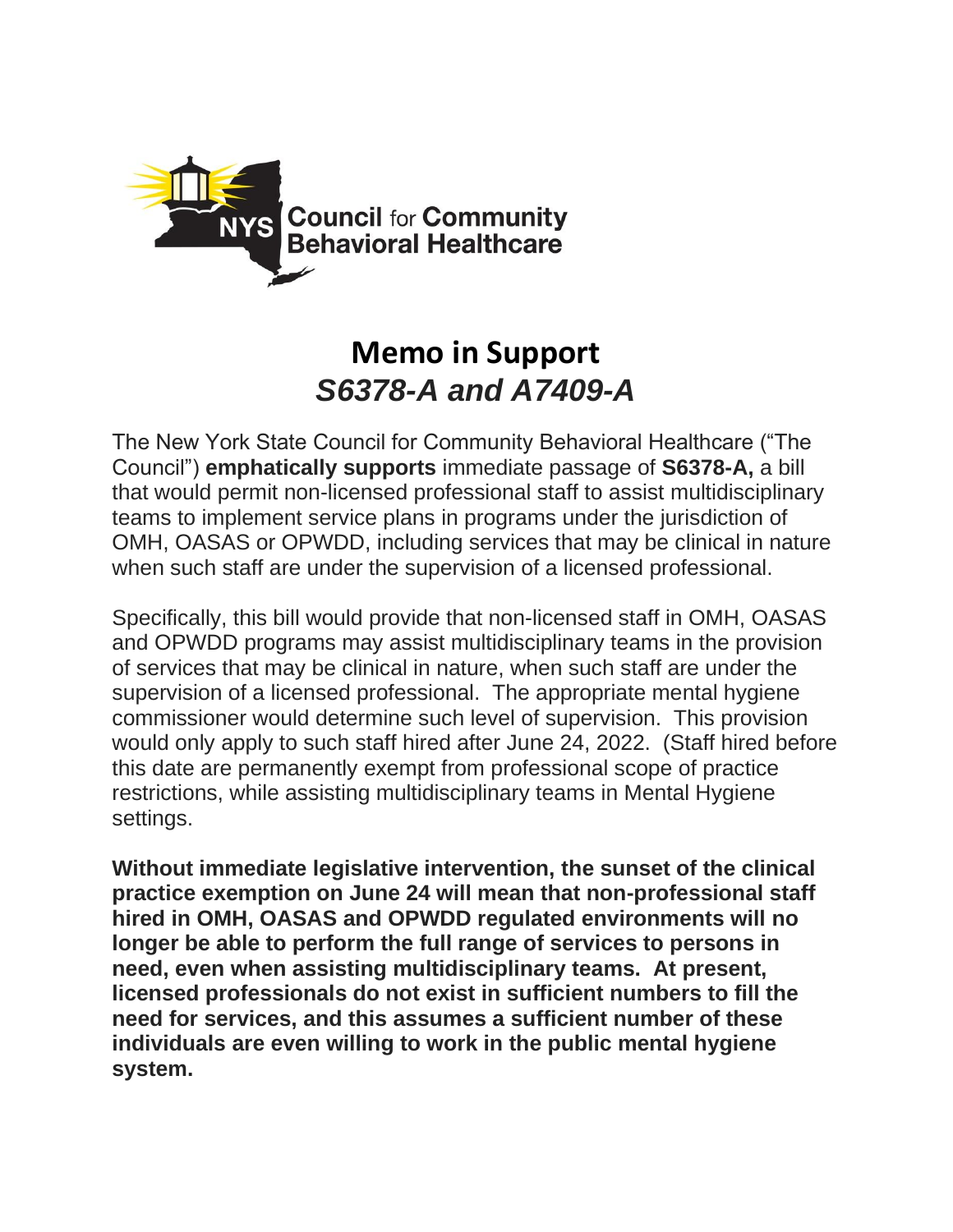NYS Council for Community Behavioral Healthcare

# Memo in Support
## *S6378-A and A7409-A*

The New York State Council for Community Behavioral Healthcare ("The Council") **emphatically supports** immediate passage of **S6378-A,** a bill that would permit non-licensed professional staff to assist multidisciplinary teams to implement service plans in programs under the jurisdiction of OMH, OASAS or OPWDD, including services that may be clinical in nature when such staff are under the supervision of a licensed professional.

Specifically, this bill would provide that non-licensed staff in OMH, OASAS and OPWDD programs may assist multidisciplinary teams in the provision of services that may be clinical in nature, when such staff are under the supervision of a licensed professional. The appropriate mental hygiene commissioner would determine such level of supervision. This provision would only apply to such staff hired after June 24, 2022. (Staff hired before this date are permanently exempt from professional scope of practice restrictions, while assisting multidisciplinary teams in Mental Hygiene settings.

**Without immediate legislative intervention, the sunset of the clinical practice exemption on June 24 will mean that non-professional staff hired in OMH, OASAS and OPWDD regulated environments will no longer be able to perform the full range of services to persons in need, even when assisting multidisciplinary teams. At present, licensed professionals do not exist in sufficient numbers to fill the need for services, and this assumes a sufficient number of these individuals are even willing to work in the public mental hygiene system.**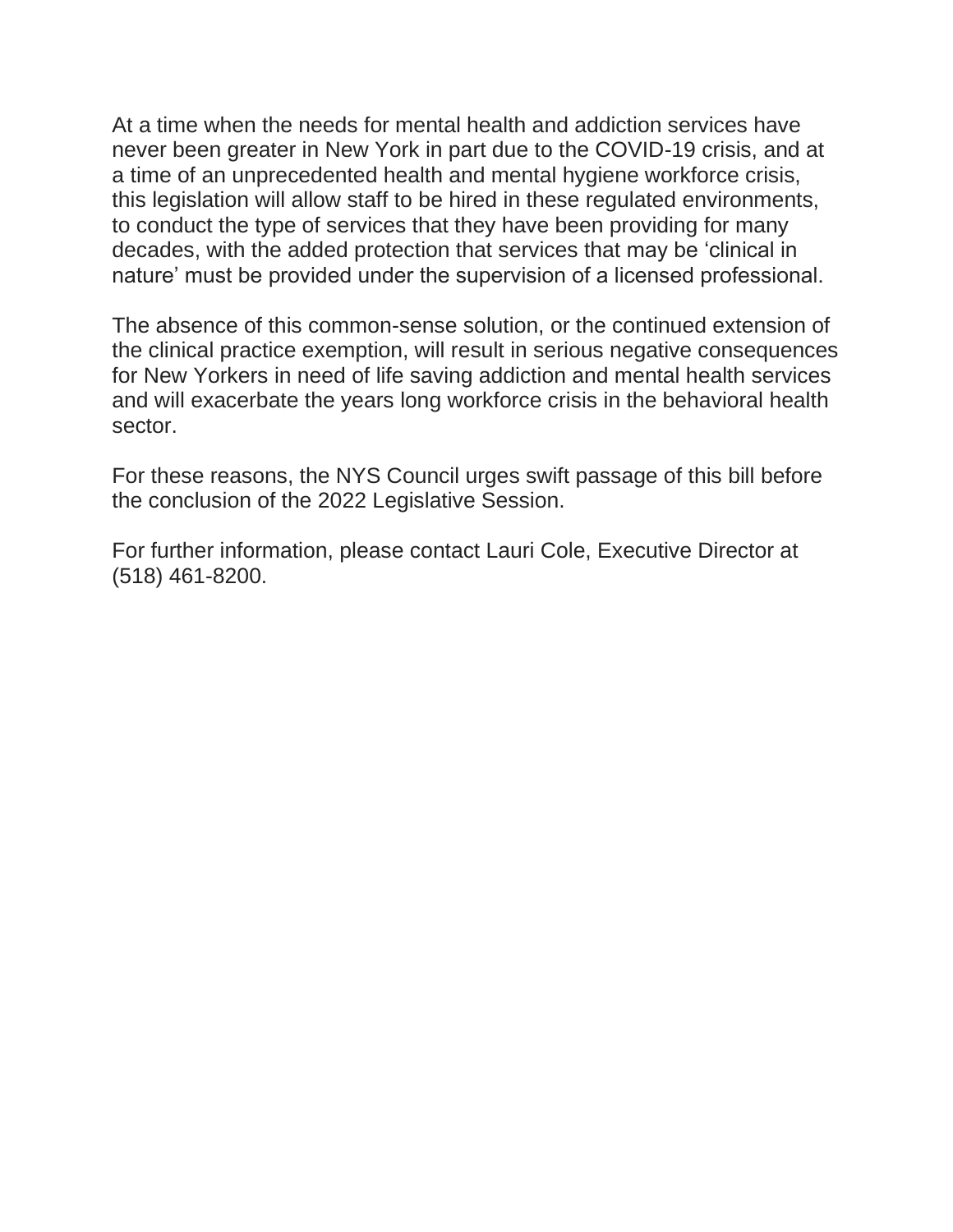At a time when the needs for mental health and addiction services have never been greater in New York in part due to the COVID-19 crisis, and at a time of an unprecedented health and mental hygiene workforce crisis, this legislation will allow staff to be hired in these regulated environments, to conduct the type of services that they have been providing for many decades, with the added protection that services that may be 'clinical in nature' must be provided under the supervision of a licensed professional.

The absence of this common-sense solution, or the continued extension of the clinical practice exemption, will result in serious negative consequences for New Yorkers in need of life saving addiction and mental health services and will exacerbate the years long workforce crisis in the behavioral health sector.

For these reasons, the NYS Council urges swift passage of this bill before the conclusion of the 2022 Legislative Session.

For further information, please contact Lauri Cole, Executive Director at (518) 461-8200.